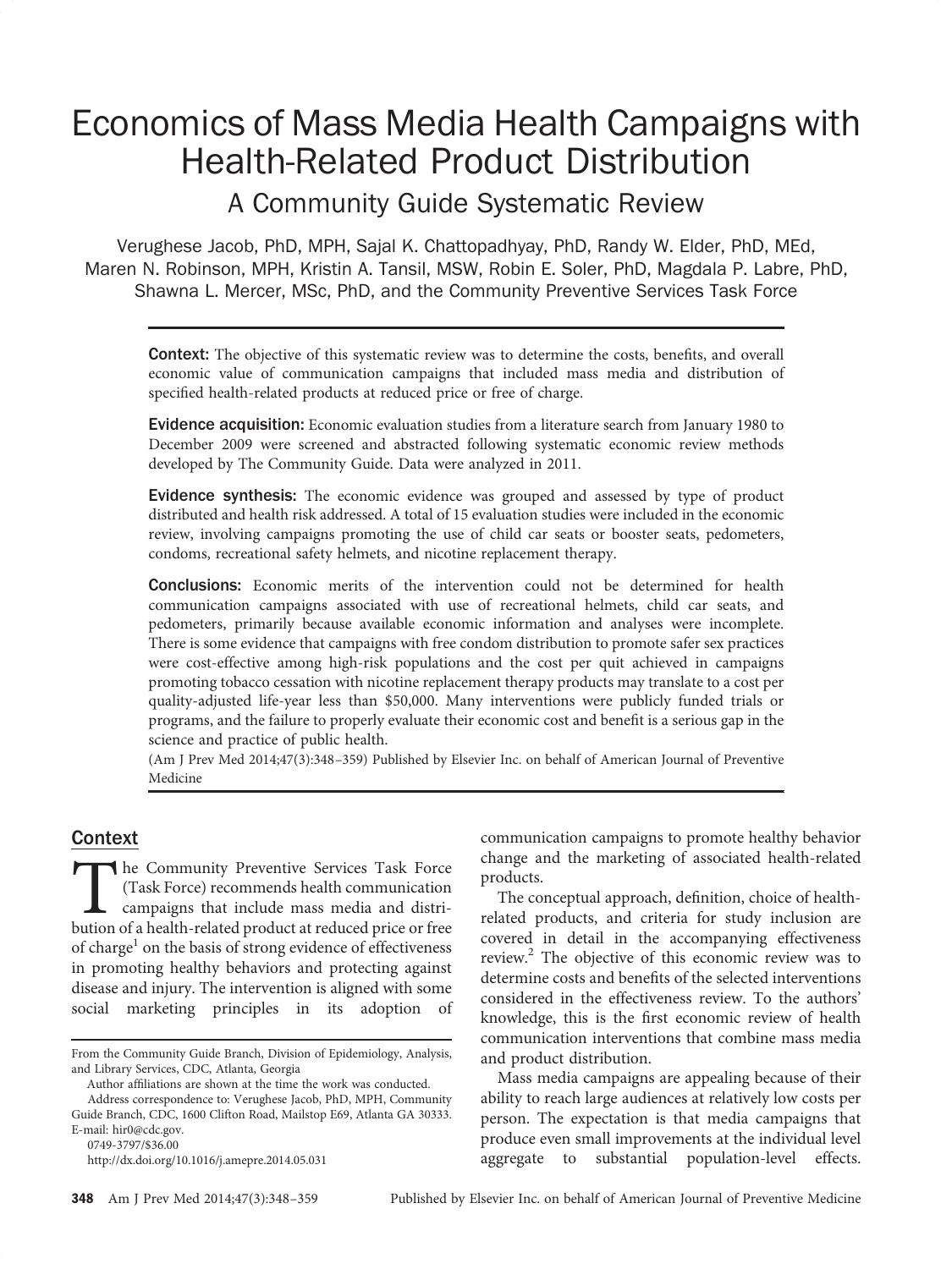# Economics of Mass Media Health Campaigns with Health-Related Product Distribution

## A Community Guide Systematic Review

Verughese Jacob, PhD, MPH, Sajal K. Chattopadhyay, PhD, Randy W. Elder, PhD, MEd, Maren N. Robinson, MPH, Kristin A. Tansil, MSW, Robin E. Soler, PhD, Magdala P. Labre, PhD, Shawna L. Mercer, MSc, PhD, and the Community Preventive Services Task Force

**Context:** The objective of this systematic review was to determine the costs, benefits, and overall economic value of communication campaigns that included mass media and distribution of specified health-related products at reduced price or free of charge.

**Evidence acquisition:** Economic evaluation studies from a literature search from January 1980 to December 2009 were screened and abstracted following systematic economic review methods developed by The Community Guide. Data were analyzed in 2011.

**Evidence synthesis:** The economic evidence was grouped and assessed by type of product distributed and health risk addressed. A total of 15 evaluation studies were included in the economic review, involving campaigns promoting the use of child car seats or booster seats, pedometers, condoms, recreational safety helmets, and nicotine replacement therapy.

**Conclusions:** Economic merits of the intervention could not be determined for health communication campaigns associated with use of recreational helmets, child car seats, and pedometers, primarily because available economic information and analyses were incomplete. There is some evidence that campaigns with free condom distribution to promote safer sex practices were cost-effective among high-risk populations and the cost per quit achieved in campaigns promoting tobacco cessation with nicotine replacement therapy products may translate to a cost per quality-adjusted life-year less than $50,000. Many interventions were publicly funded trials or programs, and the failure to properly evaluate their economic cost and benefit is a serious gap in the science and practice of public health.

(Am J Prev Med 2014;47(3):348–359) Published by Elsevier Inc. on behalf of American Journal of Preventive Medicine

## Context

The Community Preventive Services Task Force (Task Force) recommends health communication campaigns that include mass media and distribution of a health-related product at reduced price or free of charge[1] on the basis of strong evidence of effectiveness in promoting healthy behaviors and protecting against disease and injury. The intervention is aligned with some social marketing principles in its adoption of communication campaigns to promote healthy behavior change and the marketing of associated health-related products.

The conceptual approach, definition, choice of health-related products, and criteria for study inclusion are covered in detail in the accompanying effectiveness review.[2] The objective of this economic review was to determine costs and benefits of the selected interventions considered in the effectiveness review. To the authors' knowledge, this is the first economic review of health communication interventions that combine mass media and product distribution.

Mass media campaigns are appealing because of their ability to reach large audiences at relatively low costs per person. The expectation is that media campaigns that produce even small improvements at the individual level aggregate to substantial population-level effects.

From the Community Guide Branch, Division of Epidemiology, Analysis, and Library Services, CDC, Atlanta, Georgia

Author affiliations are shown at the time the work was conducted.

Address correspondence to: Verughese Jacob, PhD, MPH, Community Guide Branch, CDC, 1600 Clifton Road, Mailstop E69, Atlanta GA 30333. E-mail: hir0@cdc.gov.

0749-3797/$36.00

http://dx.doi.org/10.1016/j.amepre.2014.05.031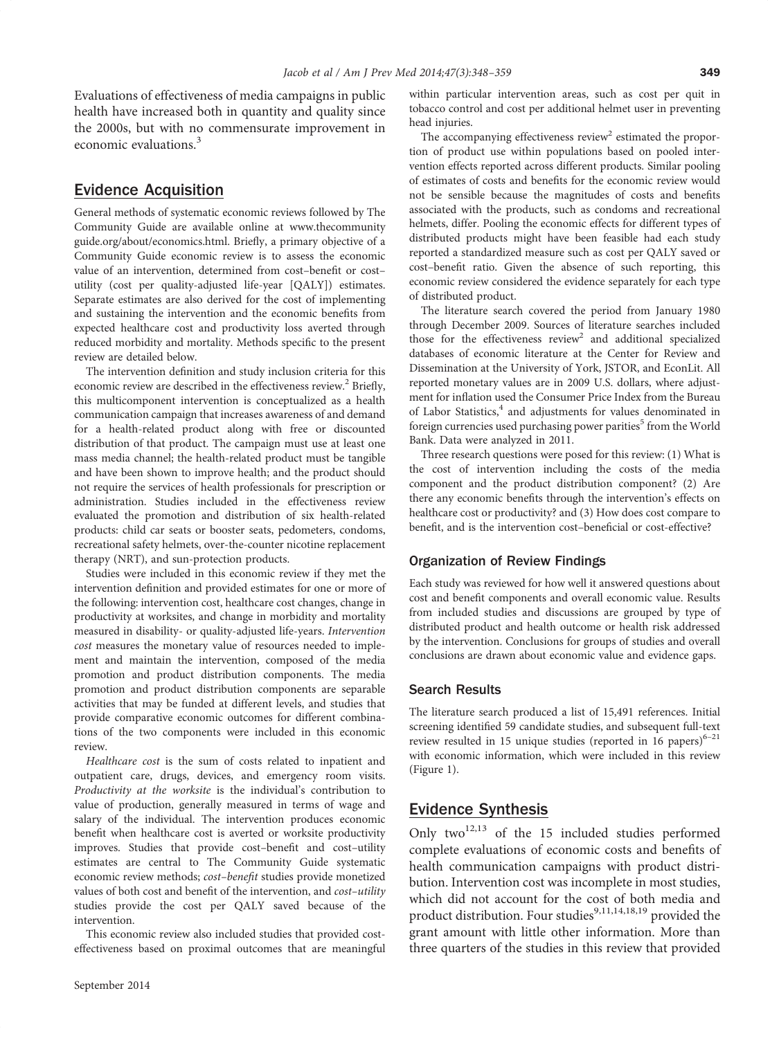Evaluations of effectiveness of media campaigns in public health have increased both in quantity and quality since the 2000s, but with no commensurate improvement in economic evaluations.[3]

## Evidence Acquisition

General methods of systematic economic reviews followed by The Community Guide are available online at www.thecommunityguide.org/about/economics.html. Briefly, a primary objective of a Community Guide economic review is to assess the economic value of an intervention, determined from cost–benefit or cost–utility (cost per quality-adjusted life-year [QALY]) estimates. Separate estimates are also derived for the cost of implementing and sustaining the intervention and the economic benefits from expected healthcare cost and productivity loss averted through reduced morbidity and mortality. Methods specific to the present review are detailed below.

The intervention definition and study inclusion criteria for this economic review are described in the effectiveness review.[2] Briefly, this multicomponent intervention is conceptualized as a health communication campaign that increases awareness of and demand for a health-related product along with free or discounted distribution of that product. The campaign must use at least one mass media channel; the health-related product must be tangible and have been shown to improve health; and the product should not require the services of health professionals for prescription or administration. Studies included in the effectiveness review evaluated the promotion and distribution of six health-related products: child car seats or booster seats, pedometers, condoms, recreational safety helmets, over-the-counter nicotine replacement therapy (NRT), and sun-protection products.

Studies were included in this economic review if they met the intervention definition and provided estimates for one or more of the following: intervention cost, healthcare cost changes, change in productivity at worksites, and change in morbidity and mortality measured in disability- or quality-adjusted life-years. *Intervention cost* measures the monetary value of resources needed to implement and maintain the intervention, composed of the media promotion and product distribution components. The media promotion and product distribution components are separable activities that may be funded at different levels, and studies that provide comparative economic outcomes for different combinations of the two components were included in this economic review.

*Healthcare cost* is the sum of costs related to inpatient and outpatient care, drugs, devices, and emergency room visits. *Productivity at the worksite* is the individual's contribution to value of production, generally measured in terms of wage and salary of the individual. The intervention produces economic benefit when healthcare cost is averted or worksite productivity improves. Studies that provide cost–benefit and cost–utility estimates are central to The Community Guide systematic economic review methods; *cost–benefit* studies provide monetized values of both cost and benefit of the intervention, and *cost–utility* studies provide the cost per QALY saved because of the intervention.

This economic review also included studies that provided cost-effectiveness based on proximal outcomes that are meaningful within particular intervention areas, such as cost per quit in tobacco control and cost per additional helmet user in preventing head injuries.

The accompanying effectiveness review[2] estimated the proportion of product use within populations based on pooled intervention effects reported across different products. Similar pooling of estimates of costs and benefits for the economic review would not be sensible because the magnitudes of costs and benefits associated with the products, such as condoms and recreational helmets, differ. Pooling the economic effects for different types of distributed products might have been feasible had each study reported a standardized measure such as cost per QALY saved or cost–benefit ratio. Given the absence of such reporting, this economic review considered the evidence separately for each type of distributed product.

The literature search covered the period from January 1980 through December 2009. Sources of literature searches included those for the effectiveness review[2] and additional specialized databases of economic literature at the Center for Review and Dissemination at the University of York, JSTOR, and EconLit. All reported monetary values are in 2009 U.S. dollars, where adjustment for inflation used the Consumer Price Index from the Bureau of Labor Statistics,[4] and adjustments for values denominated in foreign currencies used purchasing power parities[5] from the World Bank. Data were analyzed in 2011.

Three research questions were posed for this review: (1) What is the cost of intervention including the costs of the media component and the product distribution component? (2) Are there any economic benefits through the intervention's effects on healthcare cost or productivity? and (3) How does cost compare to benefit, and is the intervention cost–beneficial or cost-effective?

### Organization of Review Findings

Each study was reviewed for how well it answered questions about cost and benefit components and overall economic value. Results from included studies and discussions are grouped by type of distributed product and health outcome or health risk addressed by the intervention. Conclusions for groups of studies and overall conclusions are drawn about economic value and evidence gaps.

### Search Results

The literature search produced a list of 15,491 references. Initial screening identified 59 candidate studies, and subsequent full-text review resulted in 15 unique studies (reported in 16 papers)[6–21] with economic information, which were included in this review (Figure 1).

## Evidence Synthesis

Only two[12,13] of the 15 included studies performed complete evaluations of economic costs and benefits of health communication campaigns with product distribution. Intervention cost was incomplete in most studies, which did not account for the cost of both media and product distribution. Four studies[9,11,14,18,19] provided the grant amount with little other information. More than three quarters of the studies in this review that provided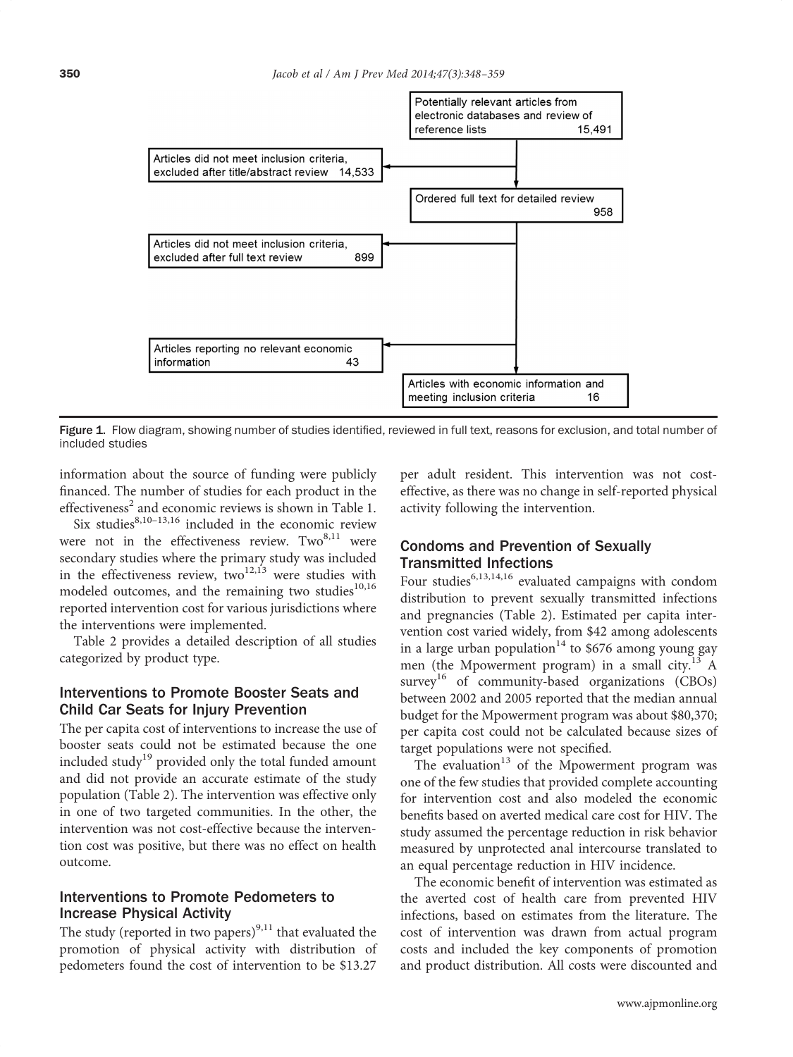Potentially relevant articles from electronic databases and review of reference lists 15,491

Articles did not meet inclusion criteria, excluded after title/abstract review 14,533

Ordered full text for detailed review 958

Articles did not meet inclusion criteria, excluded after full text review 899

Articles reporting no relevant economic information 43

Articles with economic information and meeting inclusion criteria 16

Figure 1. Flow diagram, showing number of studies identified, reviewed in full text, reasons for exclusion, and total number of included studies

information about the source of funding were publicly financed. The number of studies for each product in the effectiveness[2] and economic reviews is shown in Table 1.

Six studies[8,10–13,16] included in the economic review were not in the effectiveness review. Two[8,11] were secondary studies where the primary study was included in the effectiveness review, two[12,13] were studies with modeled outcomes, and the remaining two studies[10,16] reported intervention cost for various jurisdictions where the interventions were implemented.

Table 2 provides a detailed description of all studies categorized by product type.

## Interventions to Promote Booster Seats and Child Car Seats for Injury Prevention

The per capita cost of interventions to increase the use of booster seats could not be estimated because the one included study[19] provided only the total funded amount and did not provide an accurate estimate of the study population (Table 2). The intervention was effective only in one of two targeted communities. In the other, the intervention was not cost-effective because the intervention cost was positive, but there was no effect on health outcome.

## Interventions to Promote Pedometers to Increase Physical Activity

The study (reported in two papers)[9,11] that evaluated the promotion of physical activity with distribution of pedometers found the cost of intervention to be $13.27 per adult resident. This intervention was not cost-effective, as there was no change in self-reported physical activity following the intervention.

## Condoms and Prevention of Sexually Transmitted Infections

Four studies[6,13,14,16] evaluated campaigns with condom distribution to prevent sexually transmitted infections and pregnancies (Table 2). Estimated per capita intervention cost varied widely, from $42 among adolescents in a large urban population[14] to $676 among young gay men (the Mpowerment program) in a small city.[13] A survey[16] of community-based organizations (CBOs) between 2002 and 2005 reported that the median annual budget for the Mpowerment program was about $80,370; per capita cost could not be calculated because sizes of target populations were not specified.

The evaluation[13] of the Mpowerment program was one of the few studies that provided complete accounting for intervention cost and also modeled the economic benefits based on averted medical care cost for HIV. The study assumed the percentage reduction in risk behavior measured by unprotected anal intercourse translated to an equal percentage reduction in HIV incidence.

The economic benefit of intervention was estimated as the averted cost of health care from prevented HIV infections, based on estimates from the literature. The cost of intervention was drawn from actual program costs and included the key components of promotion and product distribution. All costs were discounted and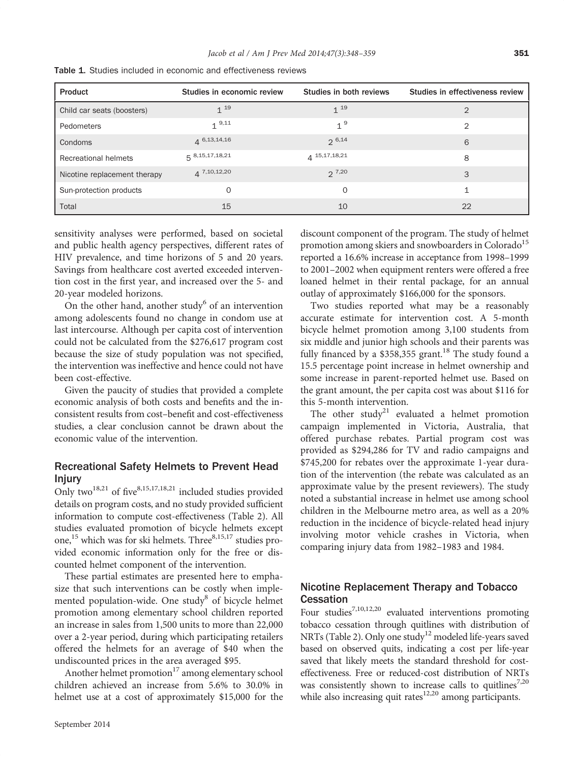Table 1. Studies included in economic and effectiveness reviews

| Product | Studies in economic review | Studies in both reviews | Studies in effectiveness review |
|---|---|---|---|
| Child car seats (boosters) | 1 [19] | 1 [19] | 2 |
| Pedometers | 1 [9,11] | 1 [9] | 2 |
| Condoms | 4 [6,13,14,16] | 2 [6,14] | 6 |
| Recreational helmets | 5 [8,15,17,18,21] | 4 [15,17,18,21] | 8 |
| Nicotine replacement therapy | 4 [7,10,12,20] | 2 [7,20] | 3 |
| Sun-protection products | 0 | 0 | 1 |
| Total | 15 | 10 | 22 |

sensitivity analyses were performed, based on societal and public health agency perspectives, different rates of HIV prevalence, and time horizons of 5 and 20 years. Savings from healthcare cost averted exceeded intervention cost in the first year, and increased over the 5- and 20-year modeled horizons.

On the other hand, another study[6] of an intervention among adolescents found no change in condom use at last intercourse. Although per capita cost of intervention could not be calculated from the $276,617 program cost because the size of study population was not specified, the intervention was ineffective and hence could not have been cost-effective.

Given the paucity of studies that provided a complete economic analysis of both costs and benefits and the inconsistent results from cost–benefit and cost-effectiveness studies, a clear conclusion cannot be drawn about the economic value of the intervention.

## Recreational Safety Helmets to Prevent Head Injury

Only two[18,21] of five[8,15,17,18,21] included studies provided details on program costs, and no study provided sufficient information to compute cost-effectiveness (Table 2). All studies evaluated promotion of bicycle helmets except one,[15] which was for ski helmets. Three[8,15,17] studies provided economic information only for the free or discounted helmet component of the intervention.

These partial estimates are presented here to emphasize that such interventions can be costly when implemented population-wide. One study[8] of bicycle helmet promotion among elementary school children reported an increase in sales from 1,500 units to more than 22,000 over a 2-year period, during which participating retailers offered the helmets for an average of $40 when the undiscounted prices in the area averaged $95.

Another helmet promotion[17] among elementary school children achieved an increase from 5.6% to 30.0% in helmet use at a cost of approximately $15,000 for the discount component of the program. The study of helmet promotion among skiers and snowboarders in Colorado[15] reported a 16.6% increase in acceptance from 1998–1999 to 2001–2002 when equipment renters were offered a free loaned helmet in their rental package, for an annual outlay of approximately $166,000 for the sponsors.

Two studies reported what may be a reasonably accurate estimate for intervention cost. A 5-month bicycle helmet promotion among 3,100 students from six middle and junior high schools and their parents was fully financed by a $358,355 grant.[18] The study found a 15.5 percentage point increase in helmet ownership and some increase in parent-reported helmet use. Based on the grant amount, the per capita cost was about $116 for this 5-month intervention.

The other study[21] evaluated a helmet promotion campaign implemented in Victoria, Australia, that offered purchase rebates. Partial program cost was provided as $294,286 for TV and radio campaigns and $745,200 for rebates over the approximate 1-year duration of the intervention (the rebate was calculated as an approximate value by the present reviewers). The study noted a substantial increase in helmet use among school children in the Melbourne metro area, as well as a 20% reduction in the incidence of bicycle-related head injury involving motor vehicle crashes in Victoria, when comparing injury data from 1982–1983 and 1984.

## Nicotine Replacement Therapy and Tobacco Cessation

Four studies[7,10,12,20] evaluated interventions promoting tobacco cessation through quitlines with distribution of NRTs (Table 2). Only one study[12] modeled life-years saved based on observed quits, indicating a cost per life-year saved that likely meets the standard threshold for cost-effectiveness. Free or reduced-cost distribution of NRTs was consistently shown to increase calls to quitlines[7,20] while also increasing quit rates[12,20] among participants.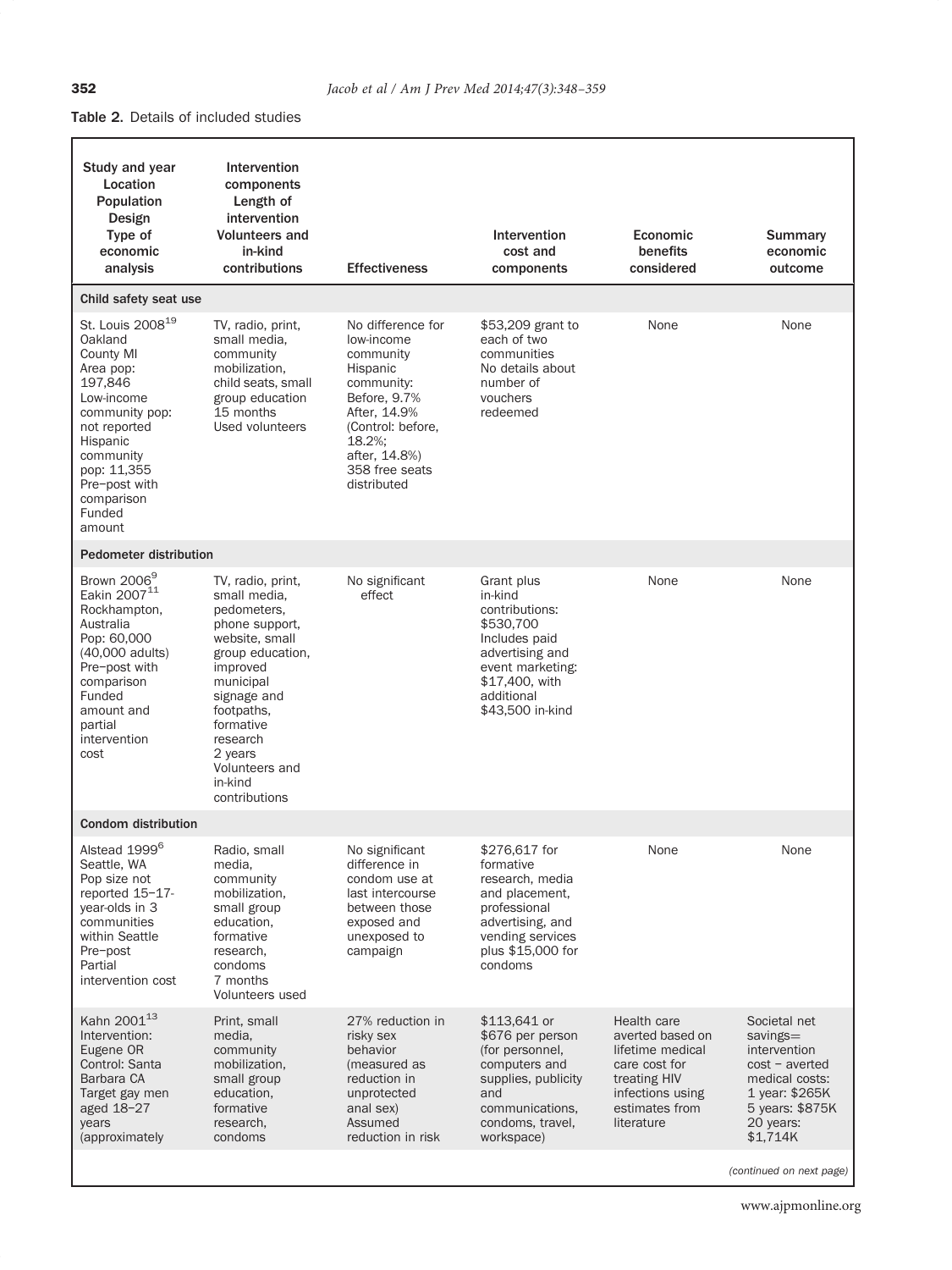**Table 2.** Details of included studies

| Study and year<br>Location<br>Population<br>Design<br>Type of economic analysis | Intervention components<br>Length of intervention<br>Volunteers and in-kind contributions | Effectiveness | Intervention cost and components | Economic benefits considered | Summary economic outcome |
|---|---|---|---|---|---|
| **Child safety seat use** | | | | | |
| St. Louis 2008[19]<br>Oakland County MI<br>Area pop: 197,846<br>Low-income community pop: not reported<br>Hispanic community pop: 11,355<br>Pre–post with comparison<br>Funded amount | TV, radio, print, small media, community mobilization, child seats, small group education<br>15 months<br>Used volunteers | No difference for low-income community<br>Hispanic community:<br>Before, 9.7%<br>After, 14.9%<br>(Control: before, 18.2%; after, 14.8%)<br>358 free seats distributed | $53,209 grant to each of two communities<br>No details about number of vouchers redeemed | None | None |
| **Pedometer distribution** | | | | | |
| Brown 2006[9]<br>Eakin 2007[11]<br>Rockhampton, Australia<br>Pop: 60,000 (40,000 adults)<br>Pre–post with comparison<br>Funded amount and partial intervention cost | TV, radio, print, small media, pedometers, phone support, website, small group education, improved municipal signage and footpaths, formative research<br>2 years<br>Volunteers and in-kind contributions | No significant effect | Grant plus in-kind contributions: $530,700<br>Includes paid advertising and event marketing: $17,400, with additional $43,500 in-kind | None | None |
| **Condom distribution** | | | | | |
| Alstead 1999[6]<br>Seattle, WA<br>Pop size not reported 15–17-year-olds in 3 communities within Seattle<br>Pre–post<br>Partial intervention cost | Radio, small media, community mobilization, small group education, formative research, condoms<br>7 months<br>Volunteers used | No significant difference in condom use at last intercourse between those exposed and unexposed to campaign | $276,617 for formative research, media and placement, professional advertising, and vending services plus $15,000 for condoms | None | None |
| Kahn 2001[13]<br>Intervention: Eugene OR<br>Control: Santa Barbara CA<br>Target gay men aged 18–27 years (approximately | Print, small media, community mobilization, small group education, formative research, condoms | 27% reduction in risky sex behavior (measured as reduction in unprotected anal sex)<br>Assumed reduction in risk | $113,641 or $676 per person (for personnel, computers and supplies, publicity and communications, condoms, travel, workspace) | Health care averted based on lifetime medical care cost for treating HIV infections using estimates from literature | Societal net savings= intervention cost − averted medical costs:<br>1 year: $265K<br>5 years: $875K<br>20 years: $1,714K |

*(continued on next page)*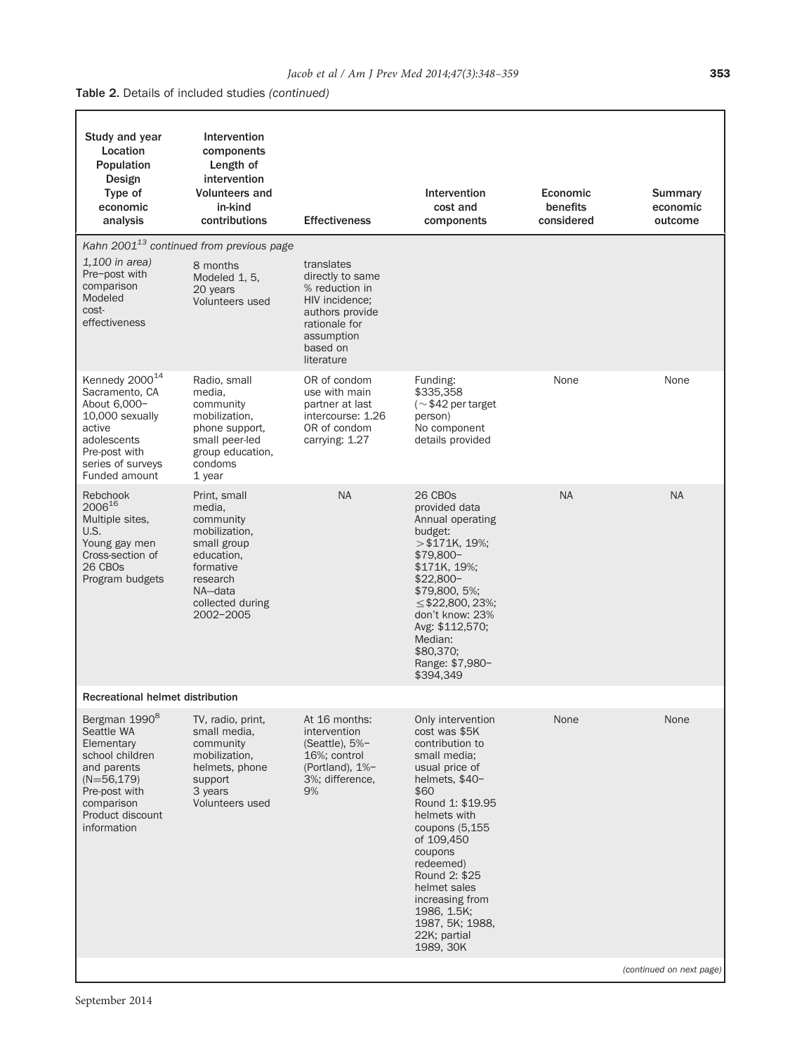**Table 2.** Details of included studies *(continued)*

| Study and year Location Population Design Type of economic analysis | Intervention components Length of intervention Volunteers and in-kind contributions | Effectiveness | Intervention cost and components | Economic benefits considered | Summary economic outcome |
|---|---|---|---|---|---|
| *Kahn 2001[13] continued from previous page* | | | | | |
| *1,100 in area)* Pre–post with comparison Modeled cost-effectiveness | 8 months Modeled 1, 5, 20 years Volunteers used | translates directly to same % reduction in HIV incidence; authors provide rationale for assumption based on literature | | | |
| Kennedy 2000[14] Sacramento, CA About 6,000–10,000 sexually active adolescents Pre-post with series of surveys Funded amount | Radio, small media, community mobilization, phone support, small peer-led group education, condoms 1 year | OR of condom use with main partner at last intercourse: 1.26 OR of condom carrying: 1.27 | Funding: $335,358 (~$42 per target person) No component details provided | None | None |
| Rebchook 2006[16] Multiple sites, U.S. Young gay men Cross-section of 26 CBOs Program budgets | Print, small media, community mobilization, small group education, formative research NA—data collected during 2002–2005 | NA | 26 CBOs provided data Annual operating budget: >$171K, 19%; $79,800–$171K, 19%; $22,800–$79,800, 5%; ≤$22,800, 23%; don't know: 23% Avg: $112,570; Median: $80,370; Range: $7,980–$394,349 | NA | NA |
| **Recreational helmet distribution** | | | | | |
| Bergman 1990[8] Seattle WA Elementary school children and parents (N=56,179) Pre-post with comparison Product discount information | TV, radio, print, small media, community mobilization, helmets, phone support 3 years Volunteers used | At 16 months: intervention (Seattle), 5%–16%; control (Portland), 1%–3%; difference, 9% | Only intervention cost was $5K contribution to small media; usual price of helmets, $40–$60 Round 1: $19.95 helmets with coupons (5,155 of 109,450 coupons redeemed) Round 2: $25 helmet sales increasing from 1986, 1.5K; 1987, 5K; 1988, 22K; partial 1989, 30K | None | None |

*(continued on next page)*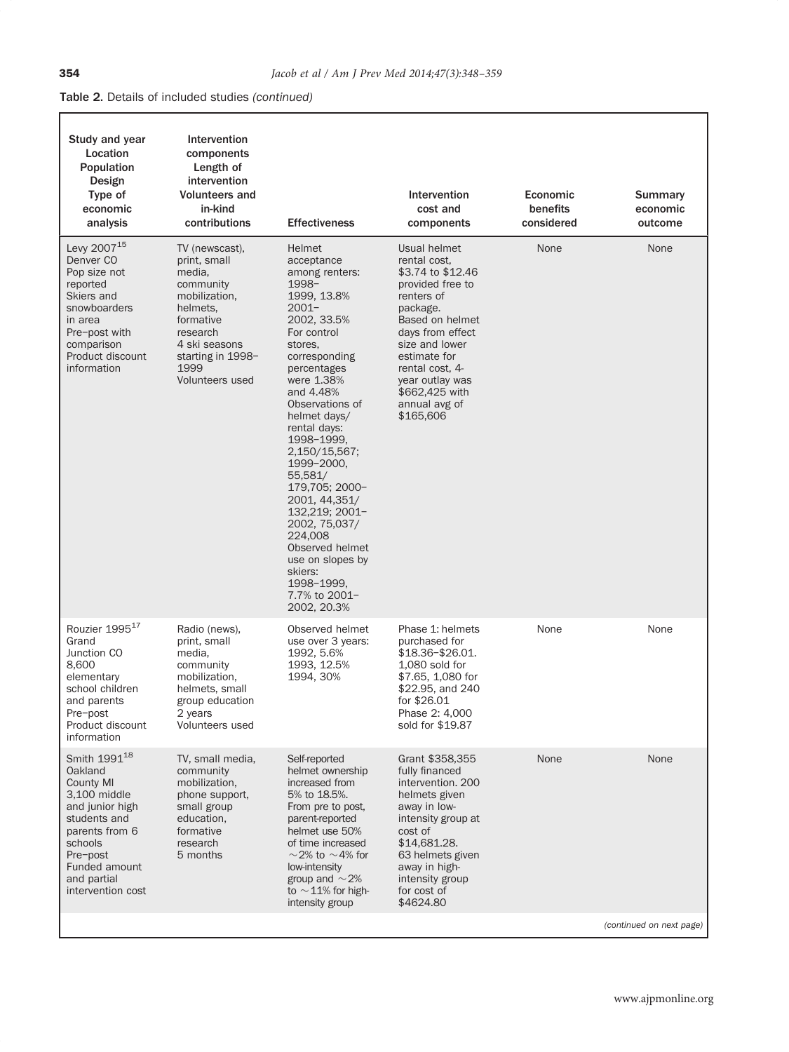**Table 2.** Details of included studies *(continued)*

| Study and year<br>Location<br>Population<br>Design<br>Type of economic analysis | Intervention components<br>Length of intervention<br>Volunteers and in-kind contributions | Effectiveness | Intervention cost and components | Economic benefits considered | Summary economic outcome |
|---|---|---|---|---|---|
| Levy 2007[15]<br>Denver CO<br>Pop size not reported<br>Skiers and snowboarders in area<br>Pre–post with comparison<br>Product discount information | TV (newscast), print, small media, community mobilization, helmets, formative research<br>4 ski seasons starting in 1998–1999<br>Volunteers used | Helmet acceptance among renters: 1998–1999, 13.8% 2001–2002, 33.5% For control stores, corresponding percentages were 1.38% and 4.48%<br>Observations of helmet days/ rental days: 1998–1999, 2,150/15,567; 1999–2000, 55,581/ 179,705; 2000–2001, 44,351/ 132,219; 2001–2002, 75,037/ 224,008<br>Observed helmet use on slopes by skiers: 1998–1999, 7.7% to 2001–2002, 20.3% | Usual helmet rental cost, \$3.74 to \$12.46 provided free to renters of package.<br>Based on helmet days from effect size and lower estimate for rental cost, 4-year outlay was \$662,425 with annual avg of \$165,606 | None | None |
| Rouzier 1995[17]<br>Grand Junction CO<br>8,600 elementary school children and parents<br>Pre–post<br>Product discount information | Radio (news), print, small media, community mobilization, helmets, small group education<br>2 years<br>Volunteers used | Observed helmet use over 3 years: 1992, 5.6% 1993, 12.5% 1994, 30% | Phase 1: helmets purchased for \$18.36–\$26.01. 1,080 sold for \$7.65, 1,080 for \$22.95, and 240 for \$26.01<br>Phase 2: 4,000 sold for \$19.87 | None | None |
| Smith 1991[18]<br>Oakland County MI<br>3,100 middle and junior high students and parents from 6 schools<br>Pre–post<br>Funded amount and partial intervention cost | TV, small media, community mobilization, phone support, small group education, formative research<br>5 months | Self-reported helmet ownership increased from 5% to 18.5%.<br>From pre to post, parent-reported helmet use 50% of time increased ~2% to ~4% for low-intensity group and ~2% to ~11% for high-intensity group | Grant \$358,355 fully financed intervention. 200 helmets given away in low-intensity group at cost of \$14,681.28.<br>63 helmets given away in high-intensity group for cost of \$4624.80 | None | None |

*(continued on next page)*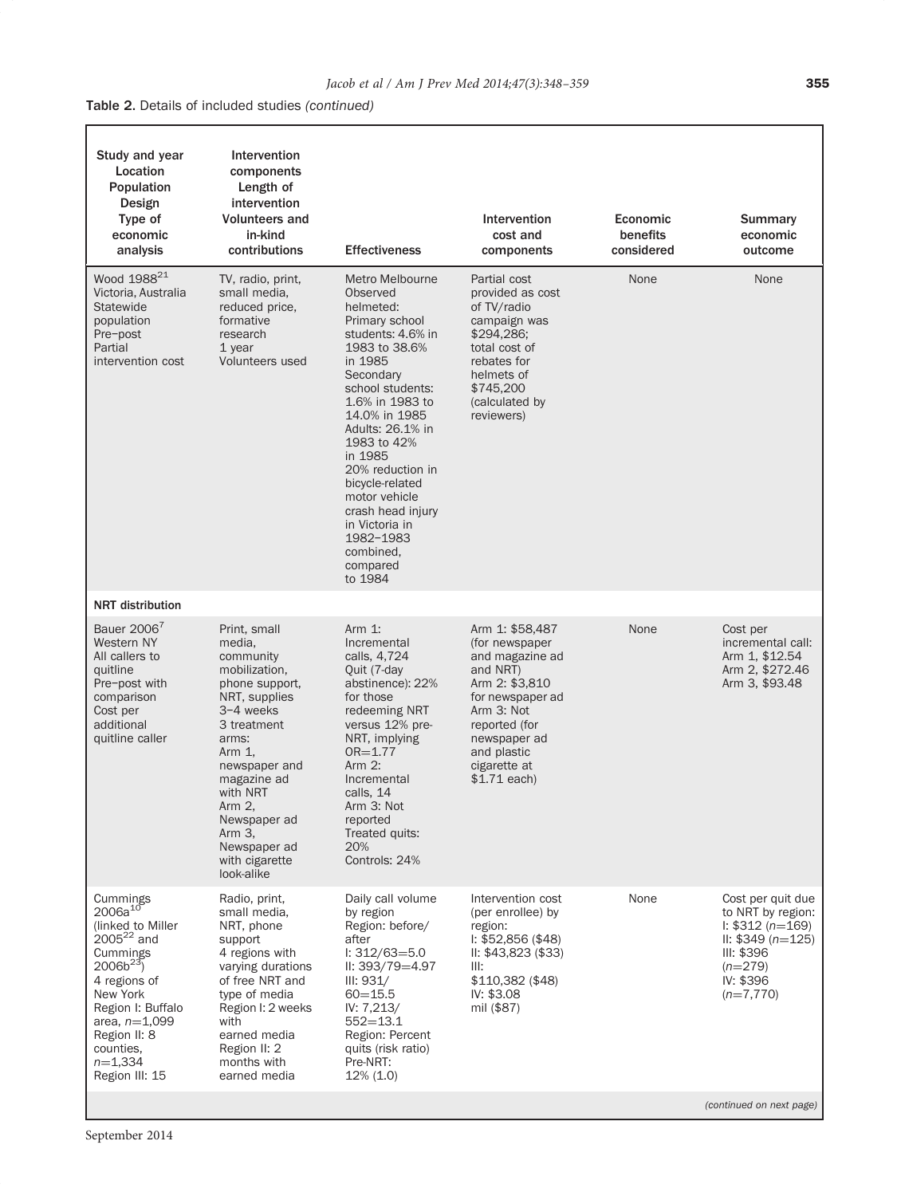**Table 2.** Details of included studies *(continued)*

| Study and year Location Population Design Type of economic analysis | Intervention components Length of intervention Volunteers and in-kind contributions | Effectiveness | Intervention cost and components | Economic benefits considered | Summary economic outcome |
|---|---|---|---|---|---|
| Wood 1988[21] Victoria, Australia Statewide population Pre–post Partial intervention cost | TV, radio, print, small media, reduced price, formative research 1 year Volunteers used | Metro Melbourne Observed helmeted: Primary school students: 4.6% in 1983 to 38.6% in 1985 Secondary school students: 1.6% in 1983 to 14.0% in 1985 Adults: 26.1% in 1983 to 42% in 1985 20% reduction in bicycle-related motor vehicle crash head injury in Victoria in 1982–1983 combined, compared to 1984 | Partial cost provided as cost of TV/radio campaign was \$294,286; total cost of rebates for helmets of \$745,200 (calculated by reviewers) | None | None |
| **NRT distribution** | | | | | |
| Bauer 2006[7] Western NY All callers to quitline Pre–post with comparison Cost per additional quitline caller | Print, small media, community mobilization, phone support, NRT, supplies 3–4 weeks 3 treatment arms: Arm 1, newspaper and magazine ad with NRT Arm 2, Newspaper ad Arm 3, Newspaper ad with cigarette look-alike | Arm 1: Incremental calls, 4,724 Quit (7-day abstinence): 22% for those redeeming NRT versus 12% pre-NRT, implying OR=1.77 Arm 2: Incremental calls, 14 Arm 3: Not reported Treated quits: 20% Controls: 24% | Arm 1: \$58,487 (for newspaper and magazine ad and NRT) Arm 2: \$3,810 for newspaper ad Arm 3: Not reported (for newspaper ad and plastic cigarette at \$1.71 each) | None | Cost per incremental call: Arm 1, \$12.54 Arm 2, \$272.46 Arm 3, \$93.48 |
| Cummings 2006a[10] (linked to Miller 2005[22] and Cummings 2006b[23]) 4 regions of New York Region I: Buffalo area, $n$=1,099 Region II: 8 counties, $n$=1,334 Region III: 15 | Radio, print, small media, NRT, phone support 4 regions with varying durations of free NRT and type of media Region I: 2 weeks with earned media Region II: 2 months with earned media | Daily call volume by region Region: before/after I: 312/63=5.0 II: 393/79=4.97 III: 931/60=15.5 IV: 7,213/552=13.1 Region: Percent quits (risk ratio) Pre-NRT: 12% (1.0) | Intervention cost (per enrollee) by region: I: \$52,856 (\$48) II: \$43,823 (\$33) III: \$110,382 (\$48) IV: \$3.08 mil (\$87) | None | Cost per quit due to NRT by region: I: \$312 ($n$=169) II: \$349 ($n$=125) III: \$396 ($n$=279) IV: \$396 ($n$=7,770) |

*(continued on next page)*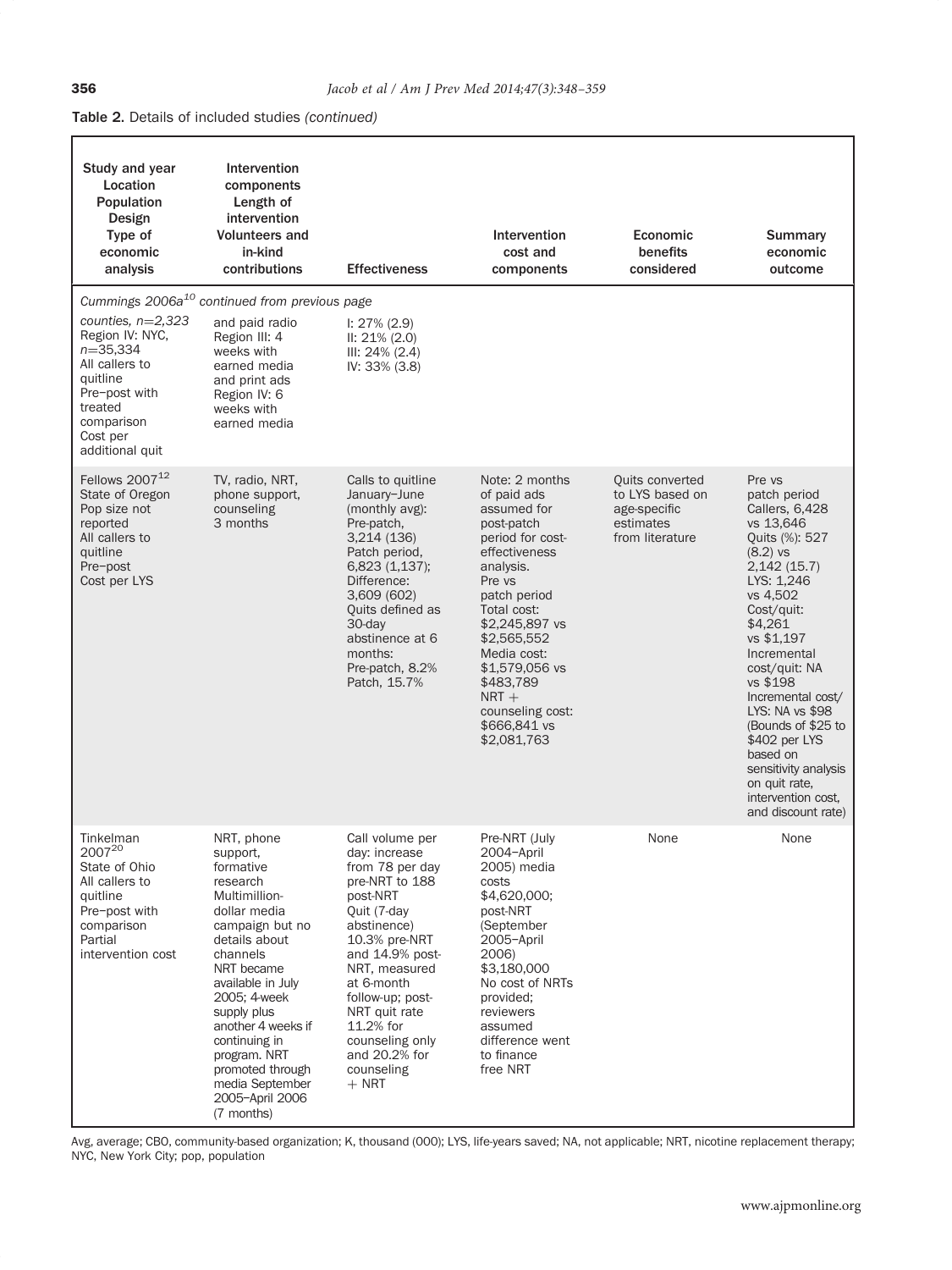**Table 2.** Details of included studies *(continued)*

| Study and year Location Population Design Type of economic analysis | Intervention components Length of intervention Volunteers and in-kind contributions | Effectiveness | Intervention cost and components | Economic benefits considered | Summary economic outcome |
|---|---|---|---|---|---|
| *Cummings 2006a[10] continued from previous page* | | | | | |
| counties, n=2,323 Region IV: NYC, n=35,334 All callers to quitline Pre–post with treated comparison Cost per additional quit | and paid radio Region III: 4 weeks with earned media and print ads Region IV: 6 weeks with earned media | I: 27% (2.9) II: 21% (2.0) III: 24% (2.4) IV: 33% (3.8) | | | |
| Fellows 2007[12] State of Oregon Pop size not reported All callers to quitline Pre–post Cost per LYS | TV, radio, NRT, phone support, counseling 3 months | Calls to quitline January–June (monthly avg): Pre-patch, 3,214 (136) Patch period, 6,823 (1,137); Difference: 3,609 (602) Quits defined as 30-day abstinence at 6 months: Pre-patch, 8.2% Patch, 15.7% | Note: 2 months of paid ads assumed for post-patch period for cost-effectiveness analysis. Pre vs patch period Total cost: $2,245,897 vs $2,565,552 Media cost: $1,579,056 vs $483,789 NRT + counseling cost: $666,841 vs $2,081,763 | Quits converted to LYS based on age-specific estimates from literature | Pre vs patch period Callers, 6,428 vs 13,646 Quits (%): 527 (8.2) vs 2,142 (15.7) LYS: 1,246 vs 4,502 Cost/quit: $4,261 vs $1,197 Incremental cost/quit: NA vs $198 Incremental cost/ LYS: NA vs $98 (Bounds of $25 to $402 per LYS based on sensitivity analysis on quit rate, intervention cost, and discount rate) |
| Tinkelman 2007[20] State of Ohio All callers to quitline Pre–post with comparison Partial intervention cost | NRT, phone support, formative research Multimillion-dollar media campaign but no details about channels NRT became available in July 2005; 4-week supply plus another 4 weeks if continuing in program. NRT promoted through media September 2005–April 2006 (7 months) | Call volume per day: increase from 78 per day pre-NRT to 188 post-NRT Quit (7-day abstinence) 10.3% pre-NRT and 14.9% post-NRT, measured at 6-month follow-up; post-NRT quit rate 11.2% for counseling only and 20.2% for counseling + NRT | Pre-NRT (July 2004–April 2005) media costs $4,620,000; post-NRT (September 2005–April 2006) $3,180,000 No cost of NRTs provided; reviewers assumed difference went to finance free NRT | None | None |

Avg, average; CBO, community-based organization; K, thousand (000); LYS, life-years saved; NA, not applicable; NRT, nicotine replacement therapy; NYC, New York City; pop, population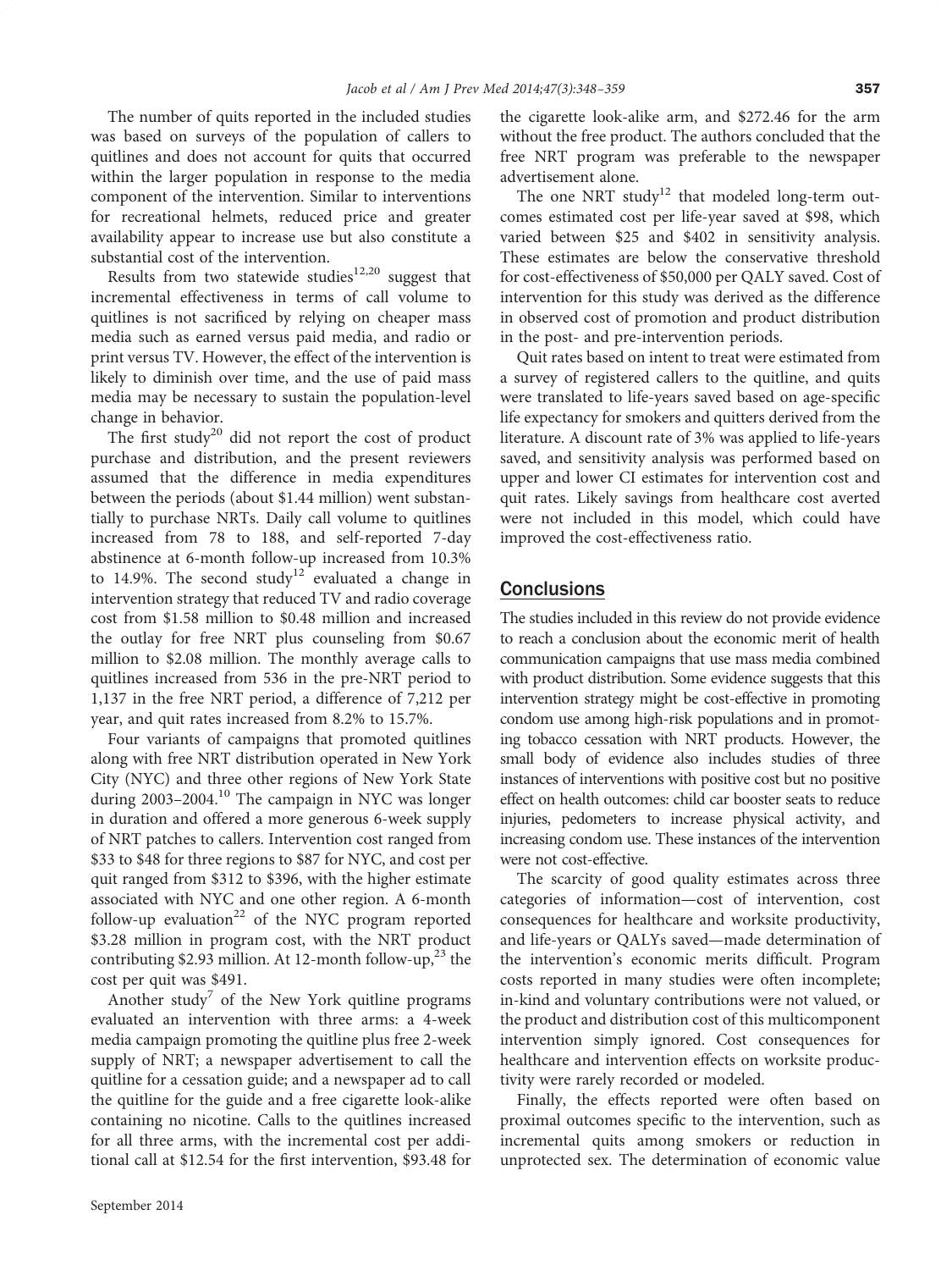The number of quits reported in the included studies was based on surveys of the population of callers to quitlines and does not account for quits that occurred within the larger population in response to the media component of the intervention. Similar to interventions for recreational helmets, reduced price and greater availability appear to increase use but also constitute a substantial cost of the intervention.

Results from two statewide studies[12,20] suggest that incremental effectiveness in terms of call volume to quitlines is not sacrificed by relying on cheaper mass media such as earned versus paid media, and radio or print versus TV. However, the effect of the intervention is likely to diminish over time, and the use of paid mass media may be necessary to sustain the population-level change in behavior.

The first study[20] did not report the cost of product purchase and distribution, and the present reviewers assumed that the difference in media expenditures between the periods (about $1.44 million) went substantially to purchase NRTs. Daily call volume to quitlines increased from 78 to 188, and self-reported 7-day abstinence at 6-month follow-up increased from 10.3% to 14.9%. The second study[12] evaluated a change in intervention strategy that reduced TV and radio coverage cost from $1.58 million to $0.48 million and increased the outlay for free NRT plus counseling from $0.67 million to $2.08 million. The monthly average calls to quitlines increased from 536 in the pre-NRT period to 1,137 in the free NRT period, a difference of 7,212 per year, and quit rates increased from 8.2% to 15.7%.

Four variants of campaigns that promoted quitlines along with free NRT distribution operated in New York City (NYC) and three other regions of New York State during 2003–2004.[10] The campaign in NYC was longer in duration and offered a more generous 6-week supply of NRT patches to callers. Intervention cost ranged from $33 to $48 for three regions to $87 for NYC, and cost per quit ranged from $312 to $396, with the higher estimate associated with NYC and one other region. A 6-month follow-up evaluation[22] of the NYC program reported $3.28 million in program cost, with the NRT product contributing $2.93 million. At 12-month follow-up,[23] the cost per quit was $491.

Another study[7] of the New York quitline programs evaluated an intervention with three arms: a 4-week media campaign promoting the quitline plus free 2-week supply of NRT; a newspaper advertisement to call the quitline for a cessation guide; and a newspaper ad to call the quitline for the guide and a free cigarette look-alike containing no nicotine. Calls to the quitlines increased for all three arms, with the incremental cost per additional call at $12.54 for the first intervention, $93.48 for the cigarette look-alike arm, and $272.46 for the arm without the free product. The authors concluded that the free NRT program was preferable to the newspaper advertisement alone.

The one NRT study[12] that modeled long-term outcomes estimated cost per life-year saved at $98, which varied between $25 and $402 in sensitivity analysis. These estimates are below the conservative threshold for cost-effectiveness of $50,000 per QALY saved. Cost of intervention for this study was derived as the difference in observed cost of promotion and product distribution in the post- and pre-intervention periods.

Quit rates based on intent to treat were estimated from a survey of registered callers to the quitline, and quits were translated to life-years saved based on age-specific life expectancy for smokers and quitters derived from the literature. A discount rate of 3% was applied to life-years saved, and sensitivity analysis was performed based on upper and lower CI estimates for intervention cost and quit rates. Likely savings from healthcare cost averted were not included in this model, which could have improved the cost-effectiveness ratio.

## Conclusions

The studies included in this review do not provide evidence to reach a conclusion about the economic merit of health communication campaigns that use mass media combined with product distribution. Some evidence suggests that this intervention strategy might be cost-effective in promoting condom use among high-risk populations and in promoting tobacco cessation with NRT products. However, the small body of evidence also includes studies of three instances of interventions with positive cost but no positive effect on health outcomes: child car booster seats to reduce injuries, pedometers to increase physical activity, and increasing condom use. These instances of the intervention were not cost-effective.

The scarcity of good quality estimates across three categories of information—cost of intervention, cost consequences for healthcare and worksite productivity, and life-years or QALYs saved—made determination of the intervention's economic merits difficult. Program costs reported in many studies were often incomplete; in-kind and voluntary contributions were not valued, or the product and distribution cost of this multicomponent intervention simply ignored. Cost consequences for healthcare and intervention effects on worksite productivity were rarely recorded or modeled.

Finally, the effects reported were often based on proximal outcomes specific to the intervention, such as incremental quits among smokers or reduction in unprotected sex. The determination of economic value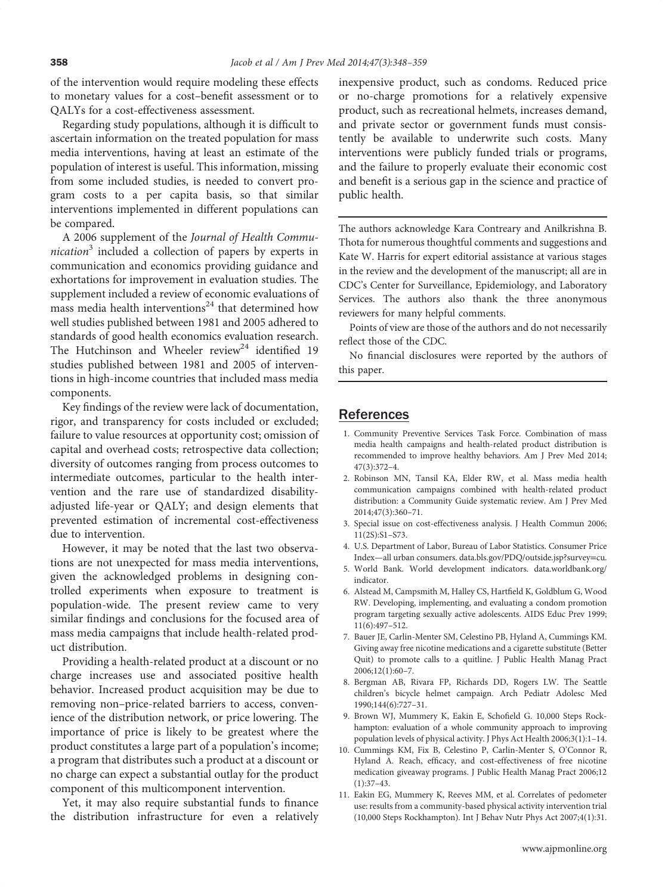of the intervention would require modeling these effects to monetary values for a cost–benefit assessment or to QALYs for a cost-effectiveness assessment.

Regarding study populations, although it is difficult to ascertain information on the treated population for mass media interventions, having at least an estimate of the population of interest is useful. This information, missing from some included studies, is needed to convert program costs to a per capita basis, so that similar interventions implemented in different populations can be compared.

A 2006 supplement of the *Journal of Health Communication*[3] included a collection of papers by experts in communication and economics providing guidance and exhortations for improvement in evaluation studies. The supplement included a review of economic evaluations of mass media health interventions[24] that determined how well studies published between 1981 and 2005 adhered to standards of good health economics evaluation research. The Hutchinson and Wheeler review[24] identified 19 studies published between 1981 and 2005 of interventions in high-income countries that included mass media components.

Key findings of the review were lack of documentation, rigor, and transparency for costs included or excluded; failure to value resources at opportunity cost; omission of capital and overhead costs; retrospective data collection; diversity of outcomes ranging from process outcomes to intermediate outcomes, particular to the health intervention and the rare use of standardized disability-adjusted life-year or QALY; and design elements that prevented estimation of incremental cost-effectiveness due to intervention.

However, it may be noted that the last two observations are not unexpected for mass media interventions, given the acknowledged problems in designing controlled experiments when exposure to treatment is population-wide. The present review came to very similar findings and conclusions for the focused area of mass media campaigns that include health-related product distribution.

Providing a health-related product at a discount or no charge increases use and associated positive health behavior. Increased product acquisition may be due to removing non–price-related barriers to access, convenience of the distribution network, or price lowering. The importance of price is likely to be greatest where the product constitutes a large part of a population's income; a program that distributes such a product at a discount or no charge can expect a substantial outlay for the product component of this multicomponent intervention.

Yet, it may also require substantial funds to finance the distribution infrastructure for even a relatively inexpensive product, such as condoms. Reduced price or no-charge promotions for a relatively expensive product, such as recreational helmets, increases demand, and private sector or government funds must consistently be available to underwrite such costs. Many interventions were publicly funded trials or programs, and the failure to properly evaluate their economic cost and benefit is a serious gap in the science and practice of public health.

---

The authors acknowledge Kara Contreary and Anilkrishna B. Thota for numerous thoughtful comments and suggestions and Kate W. Harris for expert editorial assistance at various stages in the review and the development of the manuscript; all are in CDC's Center for Surveillance, Epidemiology, and Laboratory Services. The authors also thank the three anonymous reviewers for many helpful comments.

Points of view are those of the authors and do not necessarily reflect those of the CDC.

No financial disclosures were reported by the authors of this paper.

---

## References

1. Community Preventive Services Task Force. Combination of mass media health campaigns and health-related product distribution is recommended to improve healthy behaviors. Am J Prev Med 2014; 47(3):372–4.
2. Robinson MN, Tansil KA, Elder RW, et al. Mass media health communication campaigns combined with health-related product distribution: a Community Guide systematic review. Am J Prev Med 2014;47(3):360–71.
3. Special issue on cost-effectiveness analysis. J Health Commun 2006; 11(2S):S1–S73.
4. U.S. Department of Labor, Bureau of Labor Statistics. Consumer Price Index—all urban consumers. data.bls.gov/PDQ/outside.jsp?survey=cu.
5. World Bank. World development indicators. data.worldbank.org/indicator.
6. Alstead M, Campsmith M, Halley CS, Hartfield K, Goldblum G, Wood RW. Developing, implementing, and evaluating a condom promotion program targeting sexually active adolescents. AIDS Educ Prev 1999; 11(6):497–512.
7. Bauer JE, Carlin-Menter SM, Celestino PB, Hyland A, Cummings KM. Giving away free nicotine medications and a cigarette substitute (Better Quit) to promote calls to a quitline. J Public Health Manag Pract 2006;12(1):60–7.
8. Bergman AB, Rivara FP, Richards DD, Rogers LW. The Seattle children's bicycle helmet campaign. Arch Pediatr Adolesc Med 1990;144(6):727–31.
9. Brown WJ, Mummery K, Eakin E, Schofield G. 10,000 Steps Rockhampton: evaluation of a whole community approach to improving population levels of physical activity. J Phys Act Health 2006;3(1):1–14.
10. Cummings KM, Fix B, Celestino P, Carlin-Menter S, O'Connor R, Hyland A. Reach, efficacy, and cost-effectiveness of free nicotine medication giveaway programs. J Public Health Manag Pract 2006;12 (1):37–43.
11. Eakin EG, Mummery K, Reeves MM, et al. Correlates of pedometer use: results from a community-based physical activity intervention trial (10,000 Steps Rockhampton). Int J Behav Nutr Phys Act 2007;4(1):31.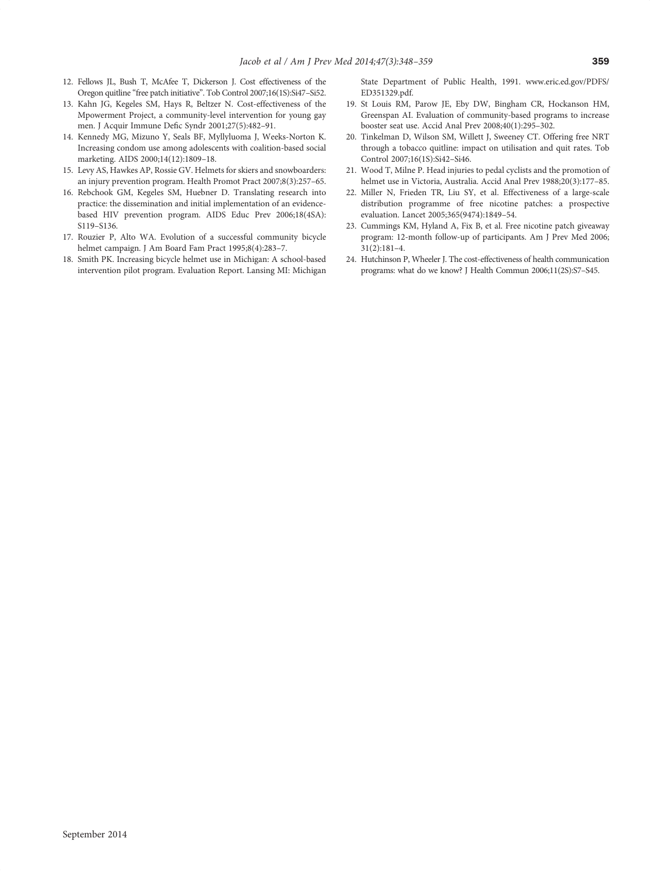12. Fellows JL, Bush T, McAfee T, Dickerson J. Cost effectiveness of the Oregon quitline "free patch initiative". Tob Control 2007;16(1S):Si47–Si52.
13. Kahn JG, Kegeles SM, Hays R, Beltzer N. Cost-effectiveness of the Mpowerment Project, a community-level intervention for young gay men. J Acquir Immune Defic Syndr 2001;27(5):482–91.
14. Kennedy MG, Mizuno Y, Seals BF, Myllyluoma J, Weeks-Norton K. Increasing condom use among adolescents with coalition-based social marketing. AIDS 2000;14(12):1809–18.
15. Levy AS, Hawkes AP, Rossie GV. Helmets for skiers and snowboarders: an injury prevention program. Health Promot Pract 2007;8(3):257–65.
16. Rebchook GM, Kegeles SM, Huebner D. Translating research into practice: the dissemination and initial implementation of an evidence-based HIV prevention program. AIDS Educ Prev 2006;18(4SA): S119–S136.
17. Rouzier P, Alto WA. Evolution of a successful community bicycle helmet campaign. J Am Board Fam Pract 1995;8(4):283–7.
18. Smith PK. Increasing bicycle helmet use in Michigan: A school-based intervention pilot program. Evaluation Report. Lansing MI: Michigan State Department of Public Health, 1991. www.eric.ed.gov/PDFS/ED351329.pdf.
19. St Louis RM, Parow JE, Eby DW, Bingham CR, Hockanson HM, Greenspan AI. Evaluation of community-based programs to increase booster seat use. Accid Anal Prev 2008;40(1):295–302.
20. Tinkelman D, Wilson SM, Willett J, Sweeney CT. Offering free NRT through a tobacco quitline: impact on utilisation and quit rates. Tob Control 2007;16(1S):Si42–Si46.
21. Wood T, Milne P. Head injuries to pedal cyclists and the promotion of helmet use in Victoria, Australia. Accid Anal Prev 1988;20(3):177–85.
22. Miller N, Frieden TR, Liu SY, et al. Effectiveness of a large-scale distribution programme of free nicotine patches: a prospective evaluation. Lancet 2005;365(9474):1849–54.
23. Cummings KM, Hyland A, Fix B, et al. Free nicotine patch giveaway program: 12-month follow-up of participants. Am J Prev Med 2006; 31(2):181–4.
24. Hutchinson P, Wheeler J. The cost-effectiveness of health communication programs: what do we know? J Health Commun 2006;11(2S):S7–S45.